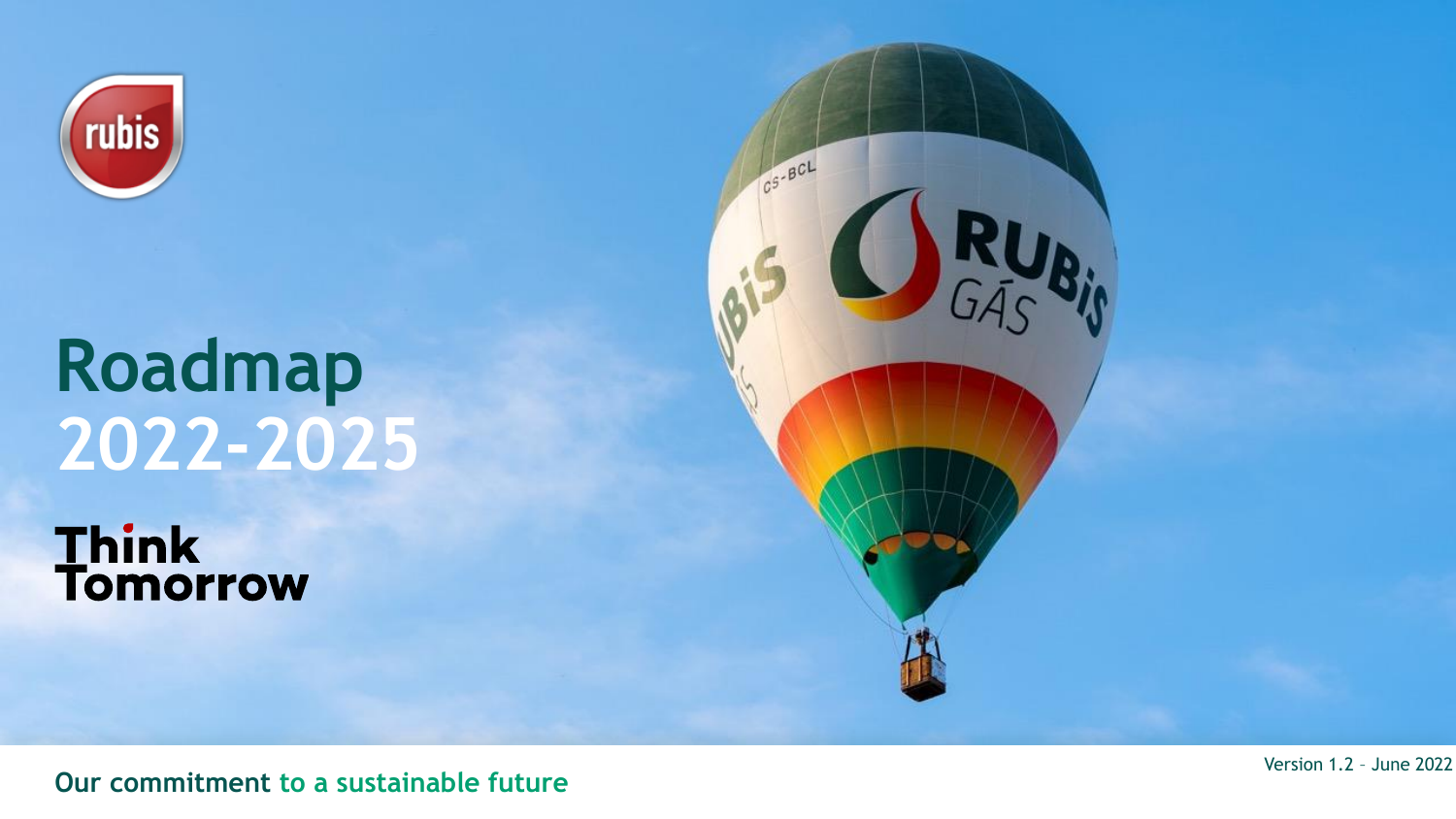# Roadmap 2022-2025

**Think Tomorrow**

**Our commitment to a sustainable future**

Version 1.2 – June 2022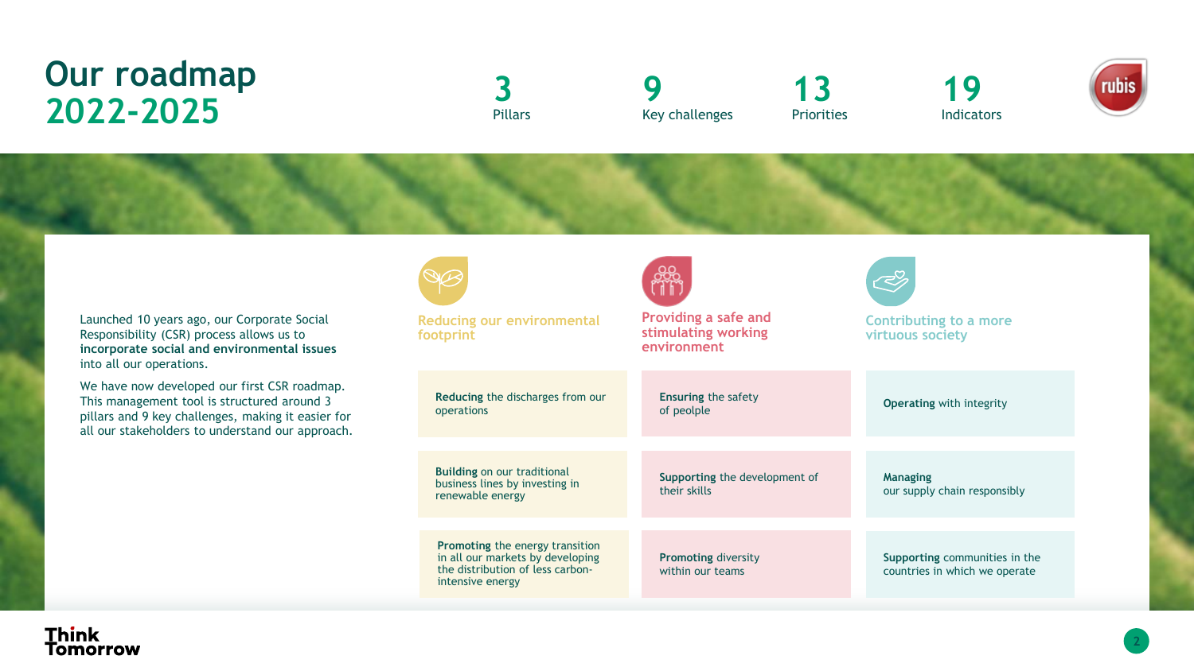# Our roadmap 2022-2025

**3** Pillars

**9** Key challenges

**13** Priorities

**19** Indicators

Launched 10 years ago, our Corporate Social Responsibility (CSR) process allows us to **incorporate social and environmental issues** into all our operations.

We have now developed our first CSR roadmap. This management tool is structured around 3 pillars and 9 key challenges, making it easier for all our stakeholders to understand our approach.

| Reducing our environmental footprint | Providing a safe and stimulating working environment | Contributing to a more virtuous society |
|---|---|---|
| **Reducing** the discharges from our operations | **Ensuring** the safety of peolple | **Operating** with integrity |
| **Building** on our traditional business lines by investing in renewable energy | **Supporting** the development of their skills | **Managing** our supply chain responsibly |
| **Promoting** the energy transition in all our markets by developing the distribution of less carbon-intensive energy | **Promoting** diversity within our teams | **Supporting** communities in the countries in which we operate |

Think Tomorrow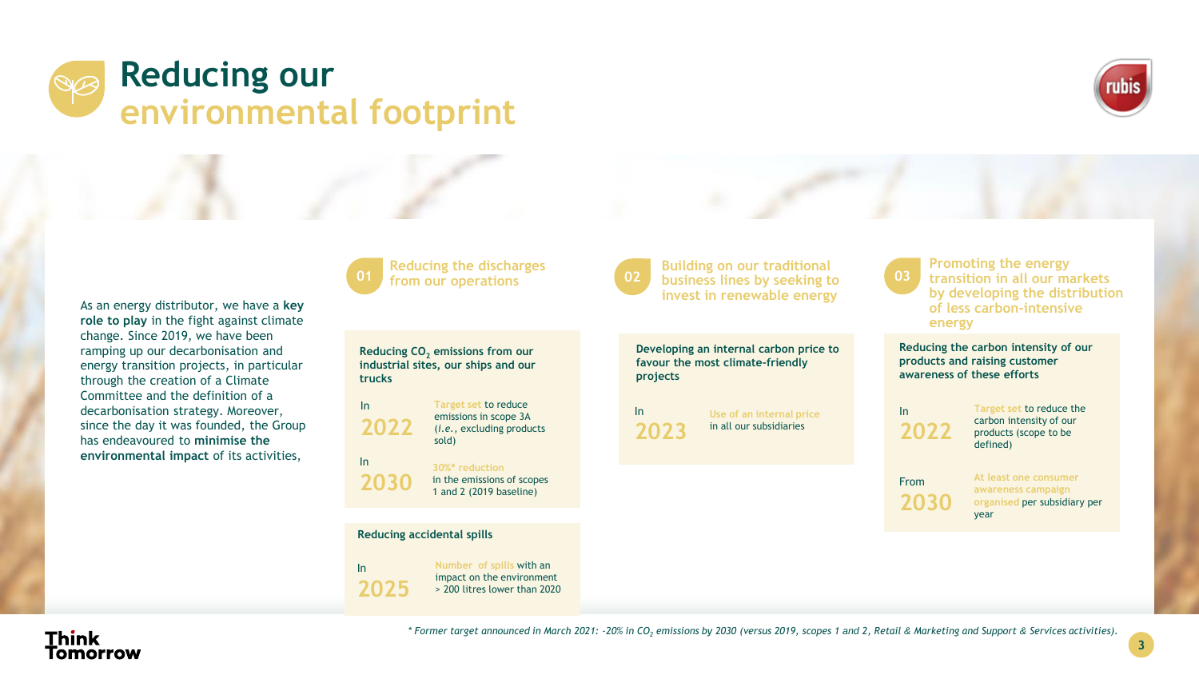# Reducing our environmental footprint

As an energy distributor, we have a **key role to play** in the fight against climate change. Since 2019, we have been ramping up our decarbonisation and energy transition projects, in particular through the creation of a Climate Committee and the definition of a decarbonisation strategy. Moreover, since the day it was founded, the Group has endeavoured to **minimise the environmental impact** of its activities,

## 01 Reducing the discharges from our operations

**Reducing $CO_2$ emissions from our industrial sites, our ships and our trucks**

- In **2022**: Target set to reduce emissions in scope 3A (*i.e.*, excluding products sold)
- In **2030**: 30%* reduction in the emissions of scopes 1 and 2 (2019 baseline)

**Reducing accidental spills**

- In **2025**: Number of spills with an impact on the environment > 200 litres lower than 2020

## 02 Building on our traditional business lines by seeking to invest in renewable energy

**Developing an internal carbon price to favour the most climate-friendly projects**

- In **2023**: Use of an internal price in all our subsidiaries

## 03 Promoting the energy transition in all our markets by developing the distribution of less carbon-intensive energy

**Reducing the carbon intensity of our products and raising customer awareness of these efforts**

- In **2022**: Target set to reduce the carbon intensity of our products (scope to be defined)
- From **2030**: At least one consumer awareness campaign organised per subsidiary per year

*\* Former target announced in March 2021: -20% in $CO_2$ emissions by 2030 (versus 2019, scopes 1 and 2, Retail & Marketing and Support & Services activities).*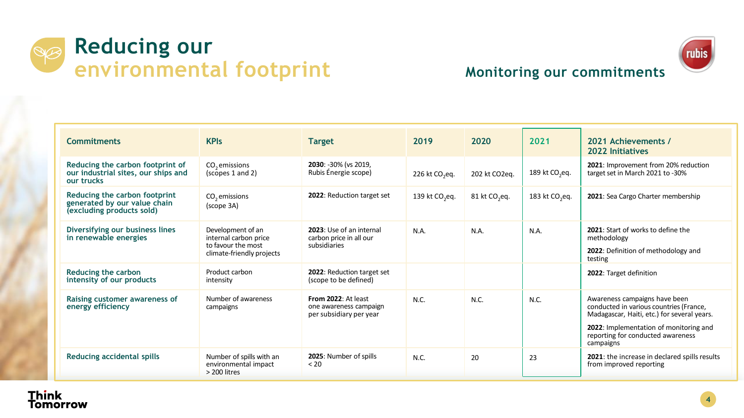# Reducing our environmental footprint

## Monitoring our commitments

| Commitments | KPIs | Target | 2019 | 2020 | 2021 | 2021 Achievements / 2022 Initiatives |
|---|---|---|---|---|---|---|
| Reducing the carbon footprint of our industrial sites, our ships and our trucks | $CO_2$ emissions (scopes 1 and 2) | **2030**: -30% (vs 2019, Rubis Énergie scope) | 226 kt $CO_2$eq. | 202 kt CO2eq. | 189 kt $CO_2$eq. | **2021**: Improvement from 20% reduction target set in March 2021 to -30% |
| Reducing the carbon footprint generated by our value chain (excluding products sold) | $CO_2$ emissions (scope 3A) | **2022**: Reduction target set | 139 kt $CO_2$eq. | 81 kt $CO_2$eq. | 183 kt $CO_2$eq. | **2021**: Sea Cargo Charter membership |
| Diversifying our business lines in renewable energies | Development of an internal carbon price to favour the most climate-friendly projects | **2023**: Use of an internal carbon price in all our subsidiaries | N.A. | N.A. | N.A. | **2021**: Start of works to define the methodology<br>**2022**: Definition of methodology and testing |
| Reducing the carbon intensity of our products | Product carbon intensity | **2022**: Reduction target set (scope to be defined) | | | | **2022**: Target definition |
| Raising customer awareness of energy efficiency | Number of awareness campaigns | **From 2022**: At least one awareness campaign per subsidiary per year | N.C. | N.C. | N.C. | Awareness campaigns have been conducted in various countries (France, Madagascar, Haiti, etc.) for several years.<br>**2022**: Implementation of monitoring and reporting for conducted awareness campaigns |
| Reducing accidental spills | Number of spills with an environmental impact > 200 litres | **2025**: Number of spills < 20 | N.C. | 20 | 23 | **2021**: the increase in declared spills results from improved reporting |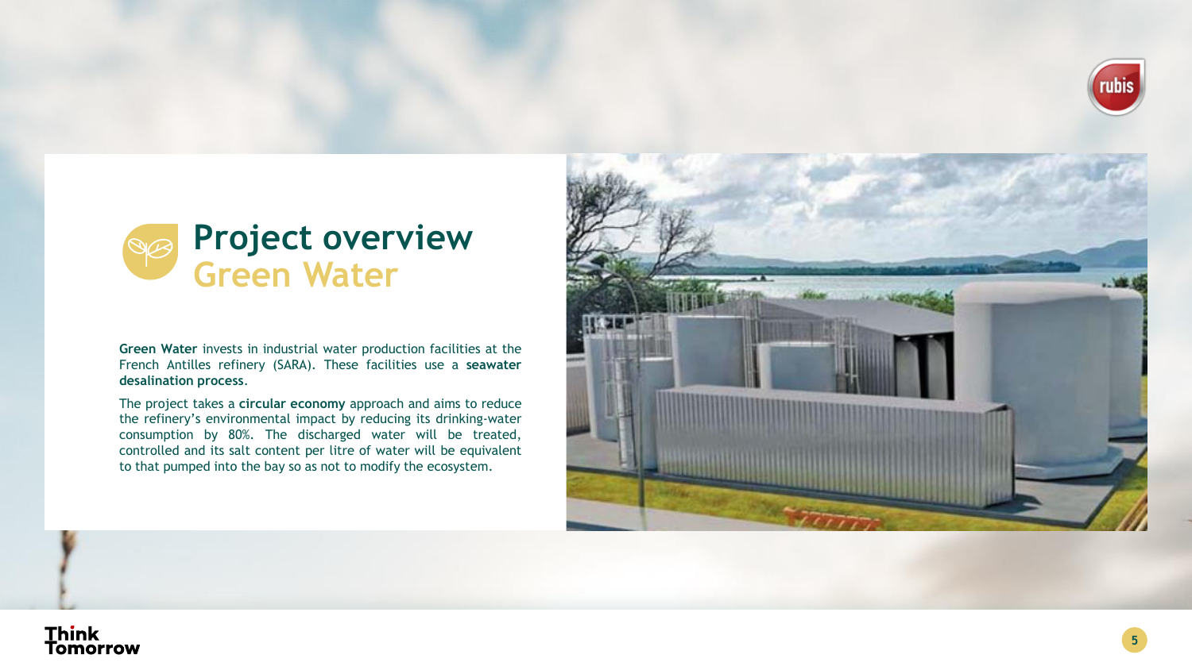# Project overview
## Green Water

**Green Water** invests in industrial water production facilities at the French Antilles refinery (SARA). These facilities use a **seawater desalination process**.

The project takes a **circular economy** approach and aims to reduce the refinery's environmental impact by reducing its drinking-water consumption by 80%. The discharged water will be treated, controlled and its salt content per litre of water will be equivalent to that pumped into the bay so as not to modify the ecosystem.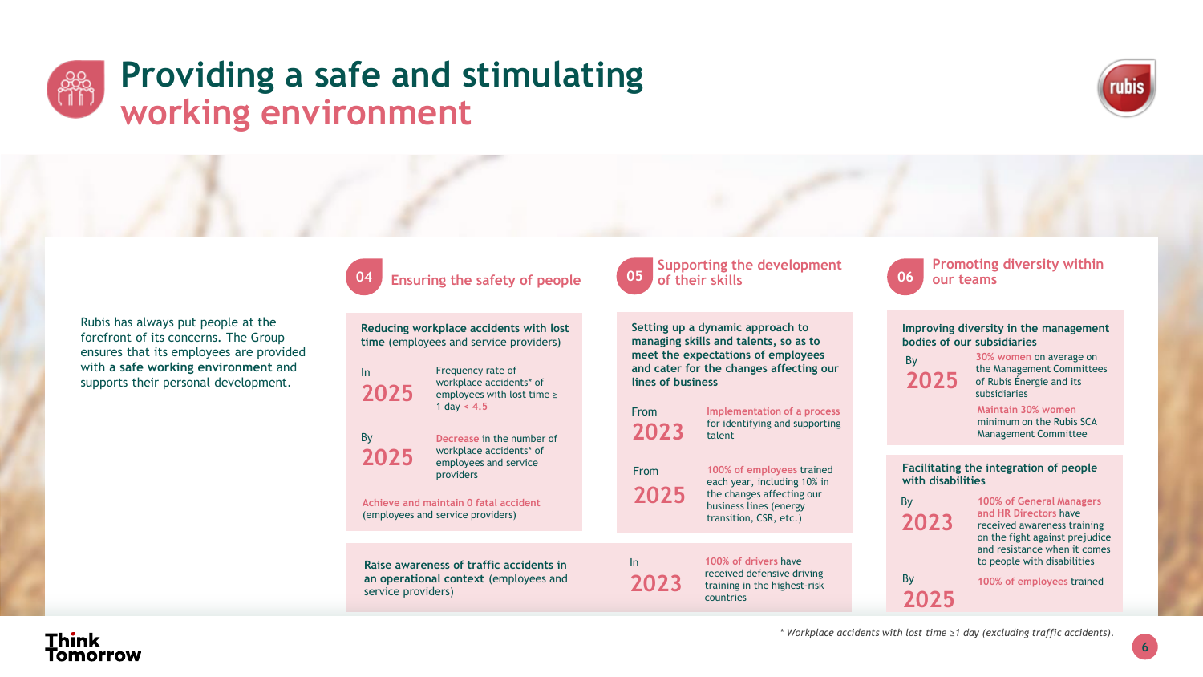# Providing a safe and stimulating working environment

Rubis has always put people at the forefront of its concerns. The Group ensures that its employees are provided with **a safe working environment** and supports their personal development.

## 04 Ensuring the safety of people

**Reducing workplace accidents with lost time** (employees and service providers)

| | |
|---|---|
| In **2025** | Frequency rate of workplace accidents* of employees with lost time ≥ 1 day < 4.5 |
| By **2025** | Decrease in the number of workplace accidents* of employees and service providers |

Achieve and maintain 0 fatal accident (employees and service providers)

**Raise awareness of traffic accidents in an operational context** (employees and service providers)

| | |
|---|---|
| In **2023** | 100% of drivers have received defensive driving training in the highest-risk countries |

## 05 Supporting the development of their skills

**Setting up a dynamic approach to managing skills and talents, so as to meet the expectations of employees and cater for the changes affecting our lines of business**

| | |
|---|---|
| From **2023** | Implementation of a process for identifying and supporting talent |
| From **2025** | 100% of employees trained each year, including 10% in the changes affecting our business lines (energy transition, CSR, etc.) |

## 06 Promoting diversity within our teams

**Improving diversity in the management bodies of our subsidiaries**

| | |
|---|---|
| By **2025** | 30% women on average on the Management Committees of Rubis Énergie and its subsidiaries |
| | Maintain 30% women minimum on the Rubis SCA Management Committee |

**Facilitating the integration of people with disabilities**

| | |
|---|---|
| By **2023** | 100% of General Managers and HR Directors have received awareness training on the fight against prejudice and resistance when it comes to people with disabilities |
| By **2025** | 100% of employees trained |

*Workplace accidents with lost time ≥1 day (excluding traffic accidents).*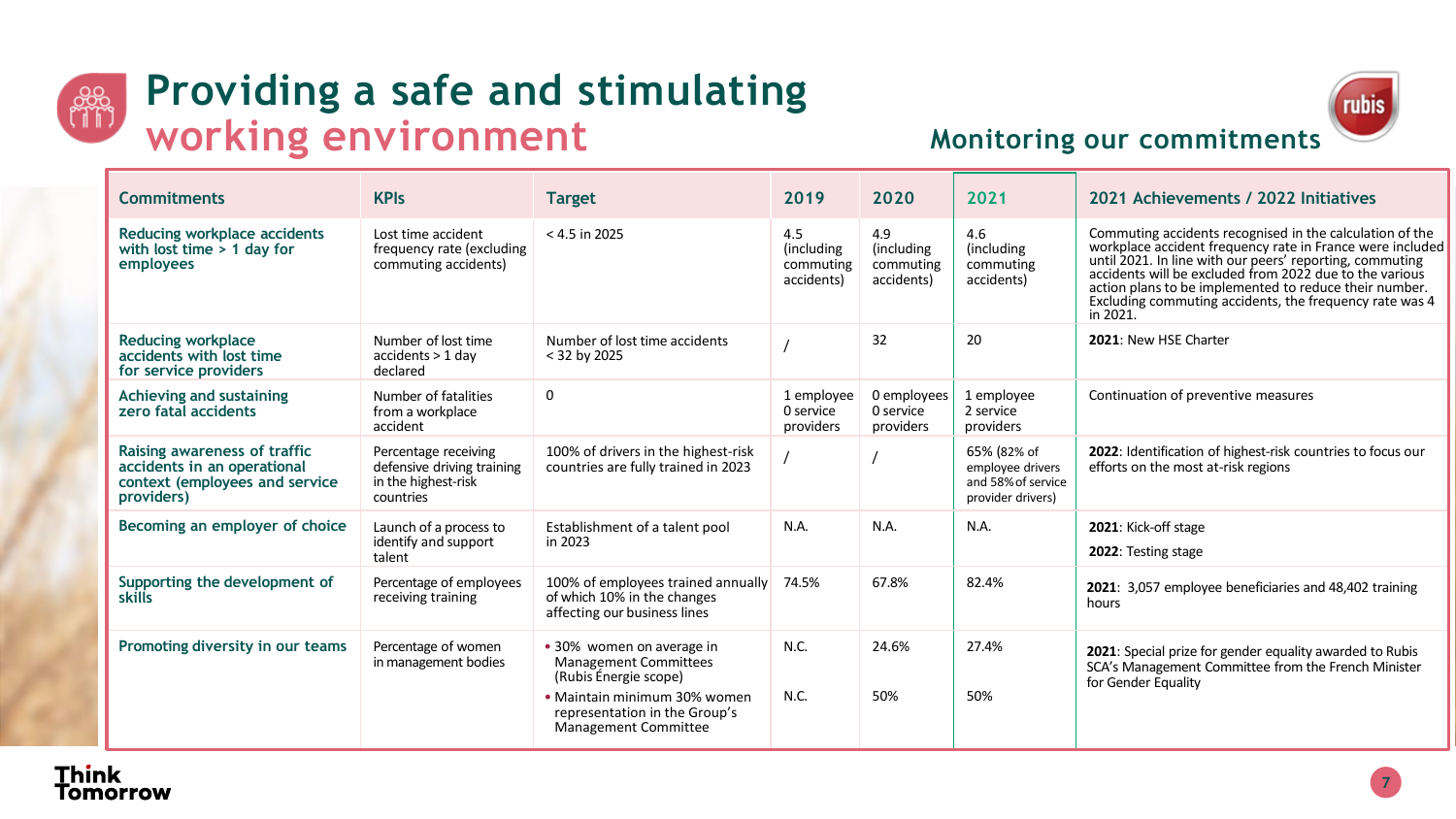# Providing a safe and stimulating working environment

## Monitoring our commitments

| Commitments | KPIs | Target | 2019 | 2020 | 2021 | 2021 Achievements / 2022 Initiatives |
|---|---|---|---|---|---|---|
| **Reducing workplace accidents with lost time > 1 day for employees** | Lost time accident frequency rate (excluding commuting accidents) | < 4.5 in 2025 | 4.5 (including commuting accidents) | 4.9 (including commuting accidents) | 4.6 (including commuting accidents) | Commuting accidents recognised in the calculation of the workplace accident frequency rate in France were included until 2021. In line with our peers' reporting, commuting accidents will be excluded from 2022 due to the various action plans to be implemented to reduce their number. Excluding commuting accidents, the frequency rate was 4 in 2021. |
| **Reducing workplace accidents with lost time for service providers** | Number of lost time accidents > 1 day declared | Number of lost time accidents < 32 by 2025 | / | 32 | 20 | **2021**: New HSE Charter |
| **Achieving and sustaining zero fatal accidents** | Number of fatalities from a workplace accident | 0 | 1 employee 0 service providers | 0 employees 0 service providers | 1 employee 2 service providers | Continuation of preventive measures |
| **Raising awareness of traffic accidents in an operational context (employees and service providers)** | Percentage receiving defensive driving training in the highest-risk countries | 100% of drivers in the highest-risk countries are fully trained in 2023 | / | / | 65% (82% of employee drivers and 58% of service provider drivers) | **2022**: Identification of highest-risk countries to focus our efforts on the most at-risk regions |
| **Becoming an employer of choice** | Launch of a process to identify and support talent | Establishment of a talent pool in 2023 | N.A. | N.A. | N.A. | **2021**: Kick-off stage<br>**2022**: Testing stage |
| **Supporting the development of skills** | Percentage of employees receiving training | 100% of employees trained annually of which 10% in the changes affecting our business lines | 74.5% | 67.8% | 82.4% | **2021**: 3,057 employee beneficiaries and 48,402 training hours |
| **Promoting diversity in our teams** | Percentage of women in management bodies | • 30% women on average in Management Committees (Rubis Énergie scope) | N.C. | 24.6% | 27.4% | **2021**: Special prize for gender equality awarded to Rubis SCA's Management Committee from the French Minister for Gender Equality |
| | | • Maintain minimum 30% women representation in the Group's Management Committee | N.C. | 50% | 50% | |

Think Tomorrow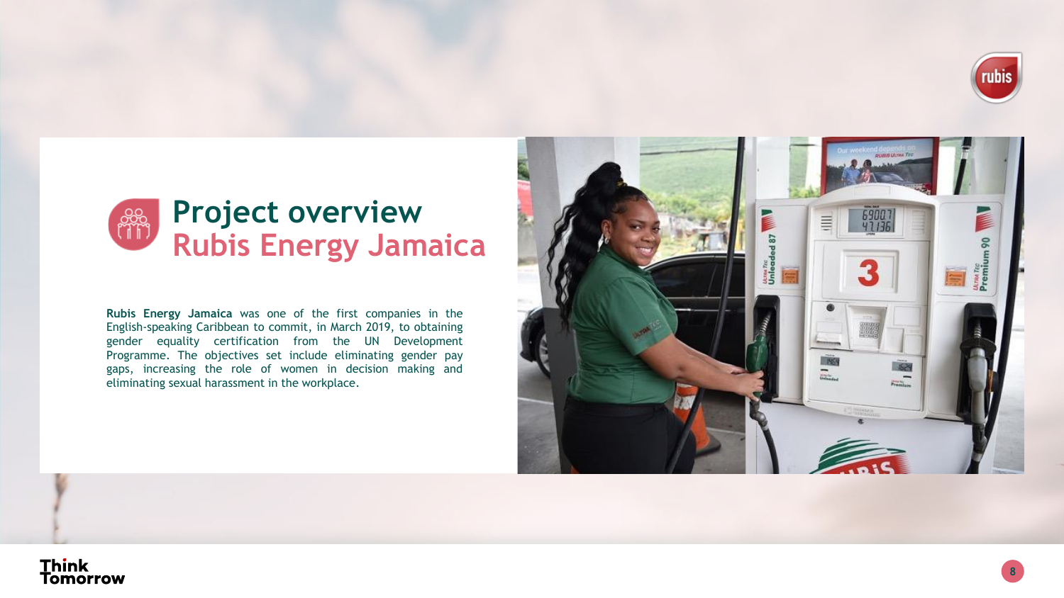# Project overview
## Rubis Energy Jamaica

**Rubis Energy Jamaica** was one of the first companies in the English-speaking Caribbean to commit, in March 2019, to obtaining gender equality certification from the UN Development Programme. The objectives set include eliminating gender pay gaps, increasing the role of women in decision making and eliminating sexual harassment in the workplace.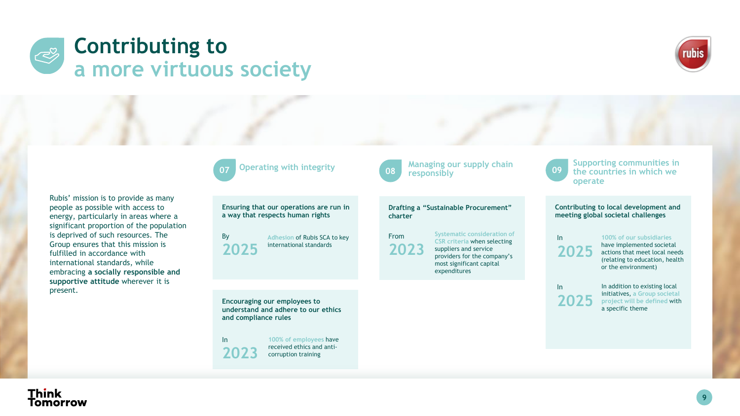# Contributing to a more virtuous society

Rubis' mission is to provide as many people as possible with access to energy, particularly in areas where a significant proportion of the population is deprived of such resources. The Group ensures that this mission is fulfilled in accordance with international standards, while embracing **a socially responsible and supportive attitude** wherever it is present.

## 07 Operating with integrity

**Ensuring that our operations are run in a way that respects human rights**

By **2025** — Adhesion of Rubis SCA to key international standards

**Encouraging our employees to understand and adhere to our ethics and compliance rules**

In **2023** — 100% of employees have received ethics and anti-corruption training

## 08 Managing our supply chain responsibly

**Drafting a "Sustainable Procurement" charter**

From **2023** — Systematic consideration of CSR criteria when selecting suppliers and service providers for the company's most significant capital expenditures

## 09 Supporting communities in the countries in which we operate

**Contributing to local development and meeting global societal challenges**

In **2025** — 100% of our subsidiaries have implemented societal actions that meet local needs (relating to education, health or the environment)

In **2025** — In addition to existing local initiatives, a Group societal project will be defined with a specific theme

Think Tomorrow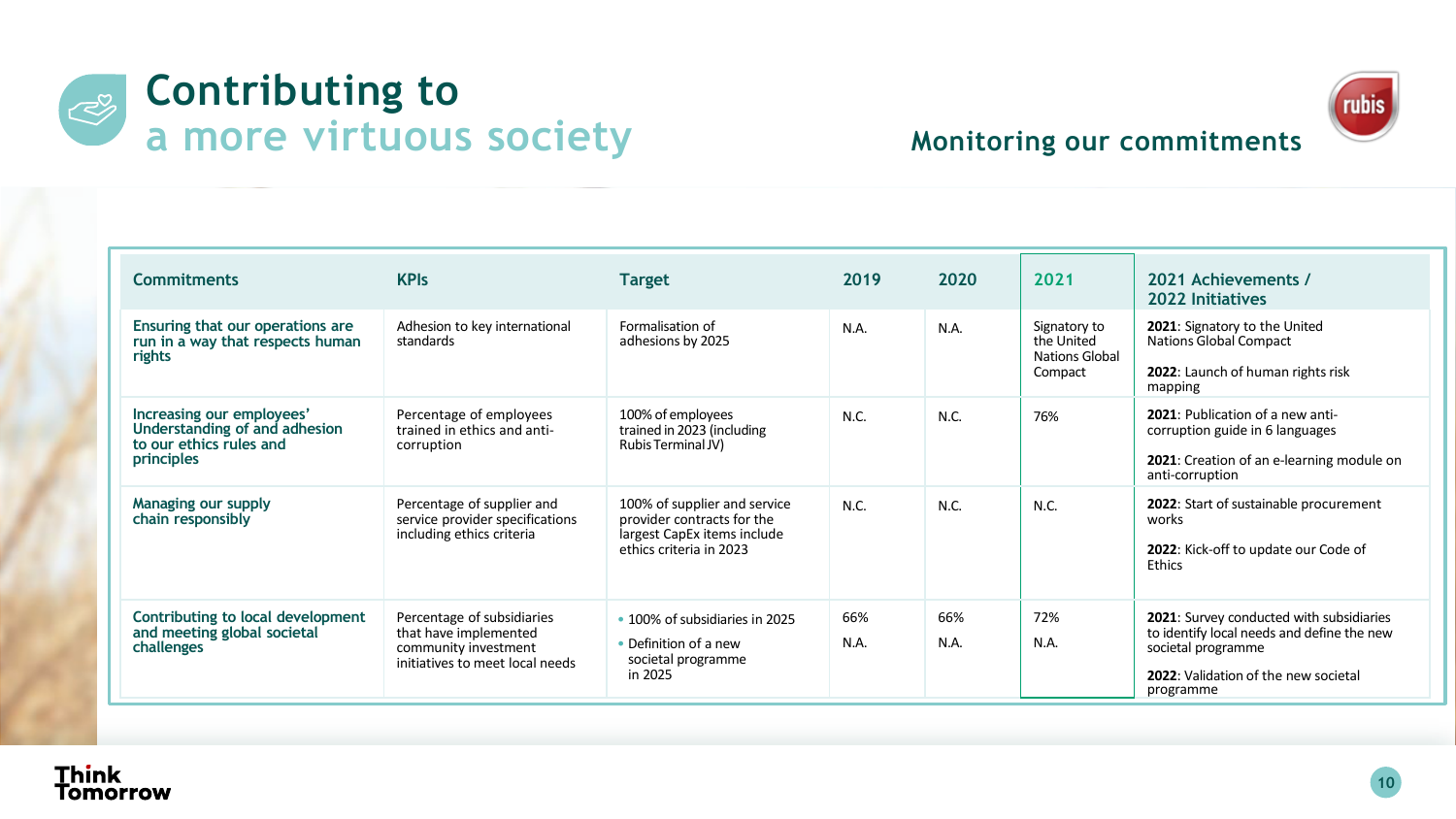# Contributing to a more virtuous society

## Monitoring our commitments

| Commitments | KPIs | Target | 2019 | 2020 | 2021 | 2021 Achievements / 2022 Initiatives |
|---|---|---|---|---|---|---|
| **Ensuring that our operations are run in a way that respects human rights** | Adhesion to key international standards | Formalisation of adhesions by 2025 | N.A. | N.A. | Signatory to the United Nations Global Compact | **2021**: Signatory to the United Nations Global Compact<br><br>**2022**: Launch of human rights risk mapping |
| **Increasing our employees' Understanding of and adhesion to our ethics rules and principles** | Percentage of employees trained in ethics and anti-corruption | 100% of employees trained in 2023 (including Rubis Terminal JV) | N.C. | N.C. | 76% | **2021**: Publication of a new anti-corruption guide in 6 languages<br><br>**2021**: Creation of an e-learning module on anti-corruption |
| **Managing our supply chain responsibly** | Percentage of supplier and service provider specifications including ethics criteria | 100% of supplier and service provider contracts for the largest CapEx items include ethics criteria in 2023 | N.C. | N.C. | N.C. | **2022**: Start of sustainable procurement works<br><br>**2022**: Kick-off to update our Code of Ethics |
| **Contributing to local development and meeting global societal challenges** | Percentage of subsidiaries that have implemented community investment initiatives to meet local needs | • 100% of subsidiaries in 2025<br>• Definition of a new societal programme in 2025 | 66%<br>N.A. | 66%<br>N.A. | 72%<br>N.A. | **2021**: Survey conducted with subsidiaries to identify local needs and define the new societal programme<br><br>**2022**: Validation of the new societal programme |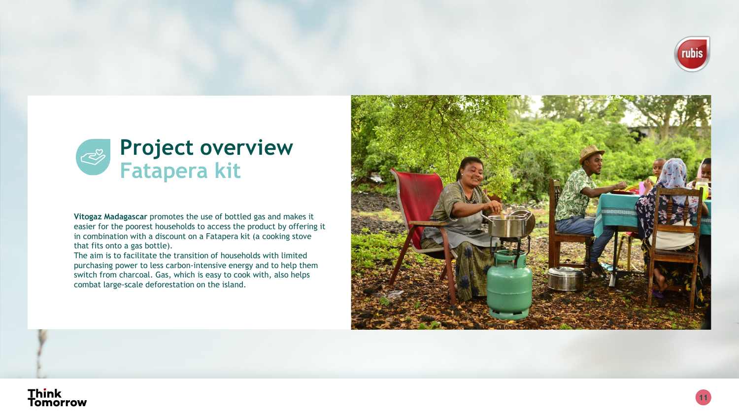# Project overview
## Fatapera kit

**Vitogaz Madagascar** promotes the use of bottled gas and makes it easier for the poorest households to access the product by offering it in combination with a discount on a Fatapera kit (a cooking stove that fits onto a gas bottle).
The aim is to facilitate the transition of households with limited purchasing power to less carbon-intensive energy and to help them switch from charcoal. Gas, which is easy to cook with, also helps combat large-scale deforestation on the island.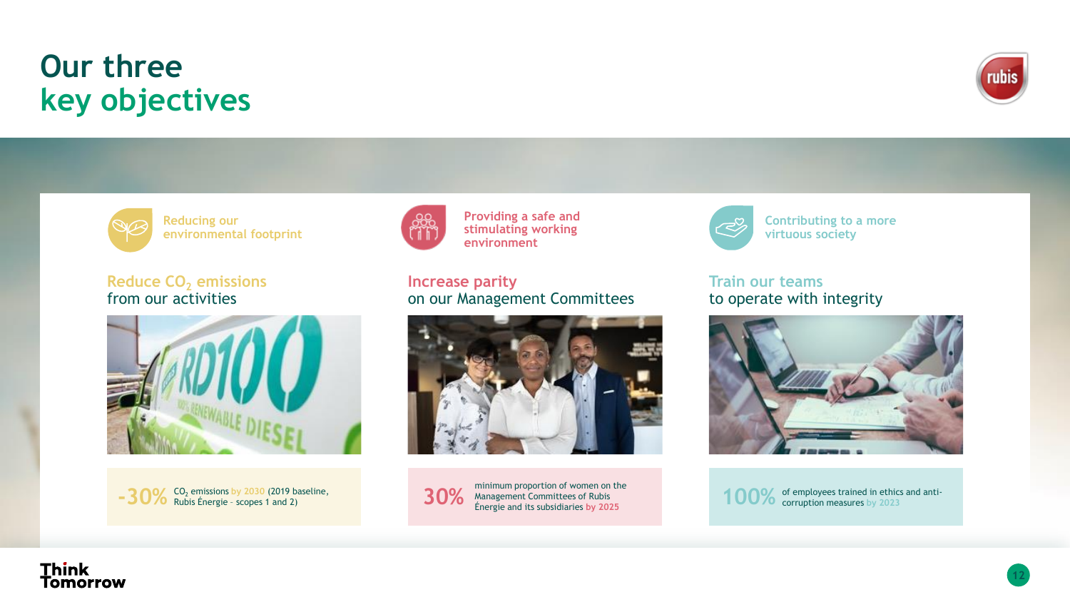# Our three key objectives

## Reducing our environmental footprint

### Reduce $CO_2$ emissions from our activities

**-30%** $CO_2$ emissions by 2030 (2019 baseline, Rubis Énergie - scopes 1 and 2)

## Providing a safe and stimulating working environment

### Increase parity on our Management Committees

**30%** minimum proportion of women on the Management Committees of Rubis Énergie and its subsidiaries by 2025

## Contributing to a more virtuous society

### Train our teams to operate with integrity

**100%** of employees trained in ethics and anti-corruption measures by 2023

Think Tomorrow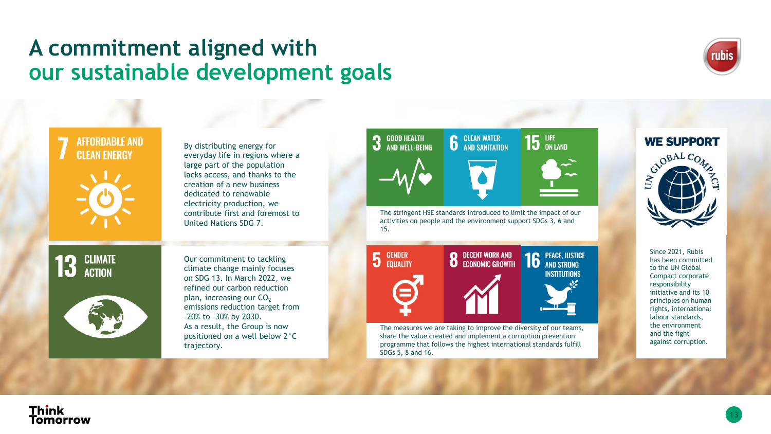# A commitment aligned with our sustainable development goals

**7 AFFORDABLE AND CLEAN ENERGY**

By distributing energy for everyday life in regions where a large part of the population lacks access, and thanks to the creation of a new business dedicated to renewable electricity production, we contribute first and foremost to United Nations SDG 7.

**13 CLIMATE ACTION**

Our commitment to tackling climate change mainly focuses on SDG 13. In March 2022, we refined our carbon reduction plan, increasing our $CO_2$ emissions reduction target from -20% to -30% by 2030.
As a result, the Group is now positioned on a well below 2°C trajectory.

**3 GOOD HEALTH AND WELL-BEING** | **6 CLEAN WATER AND SANITATION** | **15 LIFE ON LAND**

The stringent HSE standards introduced to limit the impact of our activities on people and the environment support SDGs 3, 6 and 15.

**5 GENDER EQUALITY** | **8 DECENT WORK AND ECONOMIC GROWTH** | **16 PEACE, JUSTICE AND STRONG INSTITUTIONS**

The measures we are taking to improve the diversity of our teams, share the value created and implement a corruption prevention programme that follows the highest international standards fulfill SDGs 5, 8 and 16.

**WE SUPPORT** UN GLOBAL COMPACT

Since 2021, Rubis has been committed to the UN Global Compact corporate responsibility initiative and its 10 principles on human rights, international labour standards, the environment and the fight against corruption.